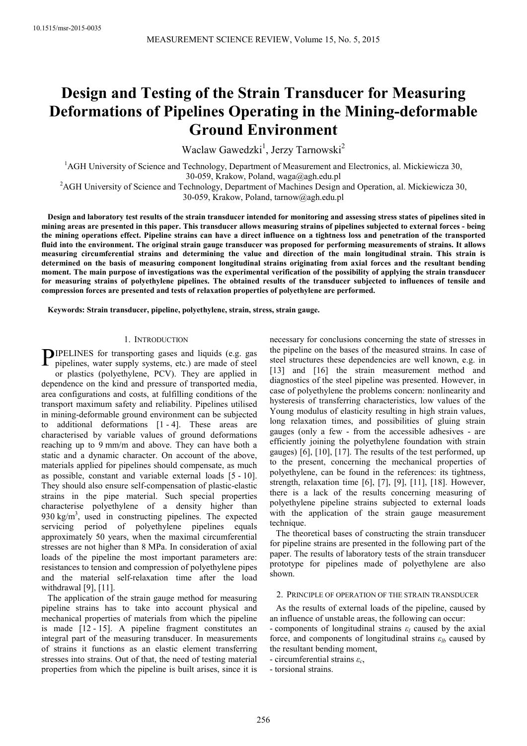10.1515/msr-2015-0035

# Design and Testing of the Strain Transducer for Measuring Deformations of Pipelines Operating in the Mining-deformable Ground Environment

Waclaw Gawedzki[1], Jerzy Tarnowski[2]

[1]AGH University of Science and Technology, Department of Measurement and Electronics, al. Mickiewicza 30, 30-059, Krakow, Poland, waga@agh.edu.pl

[2]AGH University of Science and Technology, Department of Machines Design and Operation, al. Mickiewicza 30, 30-059, Krakow, Poland, tarnow@agh.edu.pl

**Design and laboratory test results of the strain transducer intended for monitoring and assessing stress states of pipelines sited in mining areas are presented in this paper. This transducer allows measuring strains of pipelines subjected to external forces - being the mining operations effect. Pipeline strains can have a direct influence on a tightness loss and penetration of the transported fluid into the environment. The original strain gauge transducer was proposed for performing measurements of strains. It allows measuring circumferential strains and determining the value and direction of the main longitudinal strain. This strain is determined on the basis of measuring component longitudinal strains originating from axial forces and the resultant bending moment. The main purpose of investigations was the experimental verification of the possibility of applying the strain transducer for measuring strains of polyethylene pipelines. The obtained results of the transducer subjected to influences of tensile and compression forces are presented and tests of relaxation properties of polyethylene are performed.**

**Keywords: Strain transducer, pipeline, polyethylene, strain, stress, strain gauge.**

## 1. Introduction

PIPELINES for transporting gases and liquids (e.g. gas pipelines, water supply systems, etc.) are made of steel or plastics (polyethylene, PCV). They are applied in dependence on the kind and pressure of transported media, area configurations and costs, at fulfilling conditions of the transport maximum safety and reliability. Pipelines utilised in mining-deformable ground environment can be subjected to additional deformations [1 - 4]. These areas are characterised by variable values of ground deformations reaching up to 9 mm/m and above. They can have both a static and a dynamic character. On account of the above, materials applied for pipelines should compensate, as much as possible, constant and variable external loads [5 - 10]. They should also ensure self-compensation of plastic-elastic strains in the pipe material. Such special properties characterise polyethylene of a density higher than 930 kg/m$^3$, used in constructing pipelines. The expected servicing period of polyethylene pipelines equals approximately 50 years, when the maximal circumferential stresses are not higher than 8 MPa. In consideration of axial loads of the pipeline the most important parameters are: resistances to tension and compression of polyethylene pipes and the material self-relaxation time after the load withdrawal [9], [11].

The application of the strain gauge method for measuring pipeline strains has to take into account physical and mechanical properties of materials from which the pipeline is made [12 - 15]. A pipeline fragment constitutes an integral part of the measuring transducer. In measurements of strains it functions as an elastic element transferring stresses into strains. Out of that, the need of testing material properties from which the pipeline is built arises, since it is necessary for conclusions concerning the state of stresses in the pipeline on the bases of the measured strains. In case of steel structures these dependencies are well known, e.g. in [13] and [16] the strain measurement method and diagnostics of the steel pipeline was presented. However, in case of polyethylene the problems concern: nonlinearity and hysteresis of transferring characteristics, low values of the Young modulus of elasticity resulting in high strain values, long relaxation times, and possibilities of gluing strain gauges (only a few - from the accessible adhesives - are efficiently joining the polyethylene foundation with strain gauges) [6], [10], [17]. The results of the test performed, up to the present, concerning the mechanical properties of polyethylene, can be found in the references: its tightness, strength, relaxation time [6], [7], [9], [11], [18]. However, there is a lack of the results concerning measuring of polyethylene pipeline strains subjected to external loads with the application of the strain gauge measurement technique.

The theoretical bases of constructing the strain transducer for pipeline strains are presented in the following part of the paper. The results of laboratory tests of the strain transducer prototype for pipelines made of polyethylene are also shown.

## 2. Principle of operation of the strain transducer

As the results of external loads of the pipeline, caused by an influence of unstable areas, the following can occur:

- components of longitudinal strains $\varepsilon_l$ caused by the axial force, and components of longitudinal strains $\varepsilon_{lb}$ caused by the resultant bending moment,
- circumferential strains $\varepsilon_c$,
- torsional strains.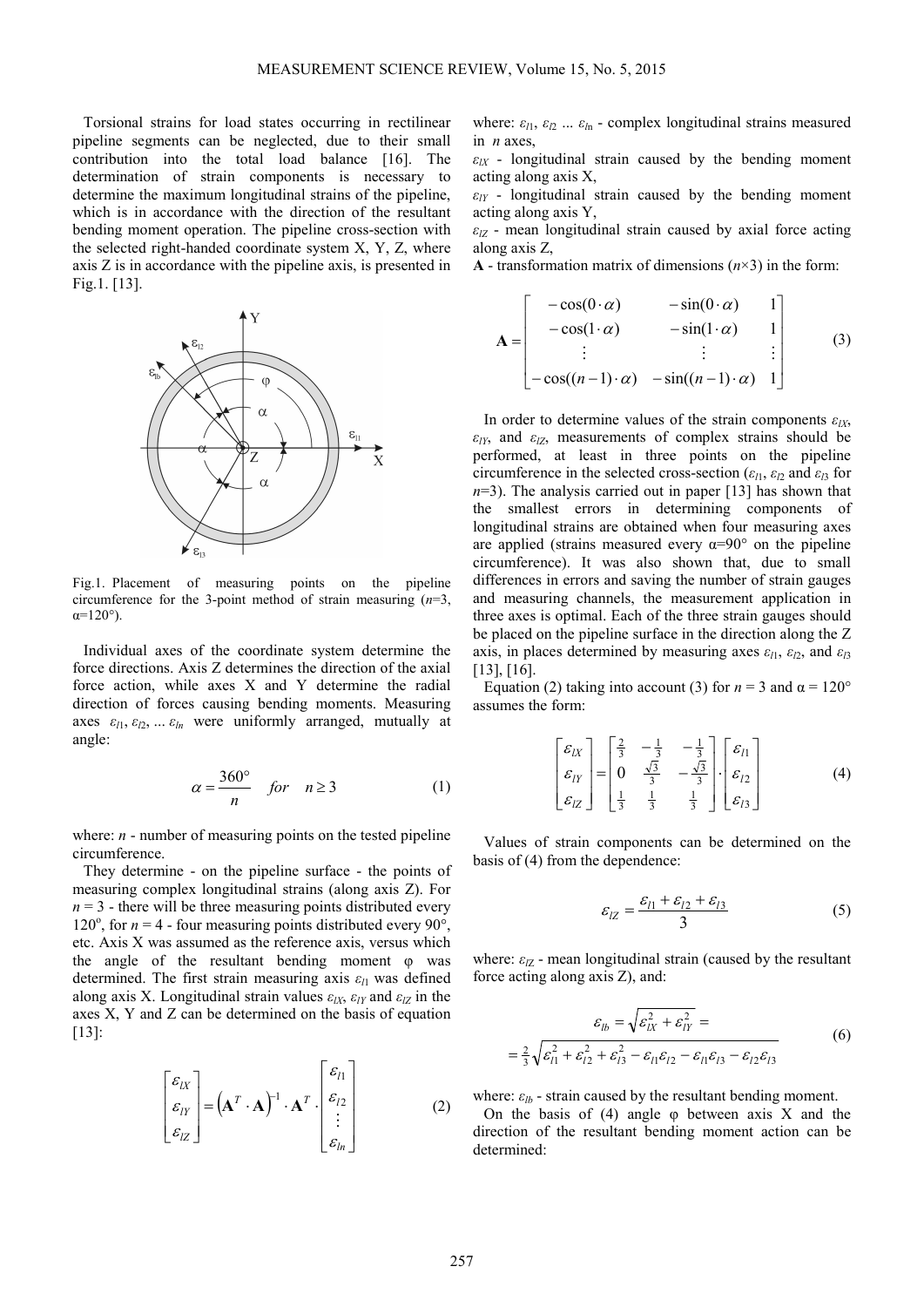Torsional strains for load states occurring in rectilinear pipeline segments can be neglected, due to their small contribution into the total load balance [16]. The determination of strain components is necessary to determine the maximum longitudinal strains of the pipeline, which is in accordance with the direction of the resultant bending moment operation. The pipeline cross-section with the selected right-handed coordinate system X, Y, Z, where axis Z is in accordance with the pipeline axis, is presented in Fig.1. [13].

Fig.1. Placement of measuring points on the pipeline circumference for the 3-point method of strain measuring ($n$=3, $\alpha$=120°).

Individual axes of the coordinate system determine the force directions. Axis Z determines the direction of the axial force action, while axes X and Y determine the radial direction of forces causing bending moments. Measuring axes $\varepsilon_{l1}, \varepsilon_{l2}, \ldots \varepsilon_{ln}$ were uniformly arranged, mutually at angle:

$$\alpha = \frac{360^{\circ}}{n} \quad for \quad n \geq 3 \tag{1}$$

where: $n$ - number of measuring points on the tested pipeline circumference.

They determine - on the pipeline surface - the points of measuring complex longitudinal strains (along axis Z). For $n = 3$ - there will be three measuring points distributed every 120°, for $n = 4$ - four measuring points distributed every 90°, etc. Axis X was assumed as the reference axis, versus which the angle of the resultant bending moment φ was determined. The first strain measuring axis $\varepsilon_{l1}$ was defined along axis X. Longitudinal strain values $\varepsilon_{lX}$, $\varepsilon_{lY}$ and $\varepsilon_{lZ}$ in the axes X, Y and Z can be determined on the basis of equation [13]:

$$\begin{bmatrix} \varepsilon_{lX} \\ \varepsilon_{lY} \\ \varepsilon_{lZ} \end{bmatrix} = \left(\mathbf{A}^{T} \cdot \mathbf{A}\right)^{-1} \cdot \mathbf{A}^{T} \cdot \begin{bmatrix} \varepsilon_{l1} \\ \varepsilon_{l2} \\ \vdots \\ \varepsilon_{ln} \end{bmatrix} \tag{2}$$

where: $\varepsilon_{l1}$, $\varepsilon_{l2}$ ... $\varepsilon_{ln}$ - complex longitudinal strains measured in $n$ axes,

$\varepsilon_{lX}$ - longitudinal strain caused by the bending moment acting along axis X,

$\varepsilon_{lY}$ - longitudinal strain caused by the bending moment acting along axis Y,

$\varepsilon_{lZ}$ - mean longitudinal strain caused by axial force acting along axis Z,

**A** - transformation matrix of dimensions ($n$×3) in the form:

$$\mathbf{A} = \begin{bmatrix} -\cos(0 \cdot \alpha) & -\sin(0 \cdot \alpha) & 1 \\ -\cos(1 \cdot \alpha) & -\sin(1 \cdot \alpha) & 1 \\ \vdots & \vdots & \vdots \\ -\cos((n-1) \cdot \alpha) & -\sin((n-1) \cdot \alpha) & 1 \end{bmatrix} \tag{3}$$

In order to determine values of the strain components $\varepsilon_{lX}$, $\varepsilon_{lY}$, and $\varepsilon_{lZ}$, measurements of complex strains should be performed, at least in three points on the pipeline circumference in the selected cross-section ($\varepsilon_{l1}$, $\varepsilon_{l2}$ and $\varepsilon_{l3}$ for $n$=3). The analysis carried out in paper [13] has shown that the smallest errors in determining components of longitudinal strains are obtained when four measuring axes are applied (strains measured every α=90° on the pipeline circumference). It was also shown that, due to small differences in errors and saving the number of strain gauges and measuring channels, the measurement application in three axes is optimal. Each of the three strain gauges should be placed on the pipeline surface in the direction along the Z axis, in places determined by measuring axes $\varepsilon_{l1}$, $\varepsilon_{l2}$, and $\varepsilon_{l3}$ [13], [16].

Equation (2) taking into account (3) for $n = 3$ and α = 120° assumes the form:

$$\begin{bmatrix} \varepsilon_{lX} \\ \varepsilon_{lY} \\ \varepsilon_{lZ} \end{bmatrix} = \begin{bmatrix} \frac{2}{3} & -\frac{1}{3} & -\frac{1}{3} \\ 0 & \frac{\sqrt{3}}{3} & -\frac{\sqrt{3}}{3} \\ \frac{1}{3} & \frac{1}{3} & \frac{1}{3} \end{bmatrix} \cdot \begin{bmatrix} \varepsilon_{l1} \\ \varepsilon_{l2} \\ \varepsilon_{l3} \end{bmatrix} \tag{4}$$

Values of strain components can be determined on the basis of (4) from the dependence:

$$\varepsilon_{lZ} = \frac{\varepsilon_{l1} + \varepsilon_{l2} + \varepsilon_{l3}}{3} \tag{5}$$

where: $\varepsilon_{lZ}$ - mean longitudinal strain (caused by the resultant force acting along axis Z), and:

$$\begin{aligned} \varepsilon_{lb} &= \sqrt{\varepsilon_{lX}^{2} + \varepsilon_{lY}^{2}} = \\ &= \tfrac{2}{3}\sqrt{\varepsilon_{l1}^{2} + \varepsilon_{l2}^{2} + \varepsilon_{l3}^{2} - \varepsilon_{l1}\varepsilon_{l2} - \varepsilon_{l1}\varepsilon_{l3} - \varepsilon_{l2}\varepsilon_{l3}} \end{aligned} \tag{6}$$

where: $\varepsilon_{lb}$ - strain caused by the resultant bending moment.

On the basis of (4) angle φ between axis X and the direction of the resultant bending moment action can be determined: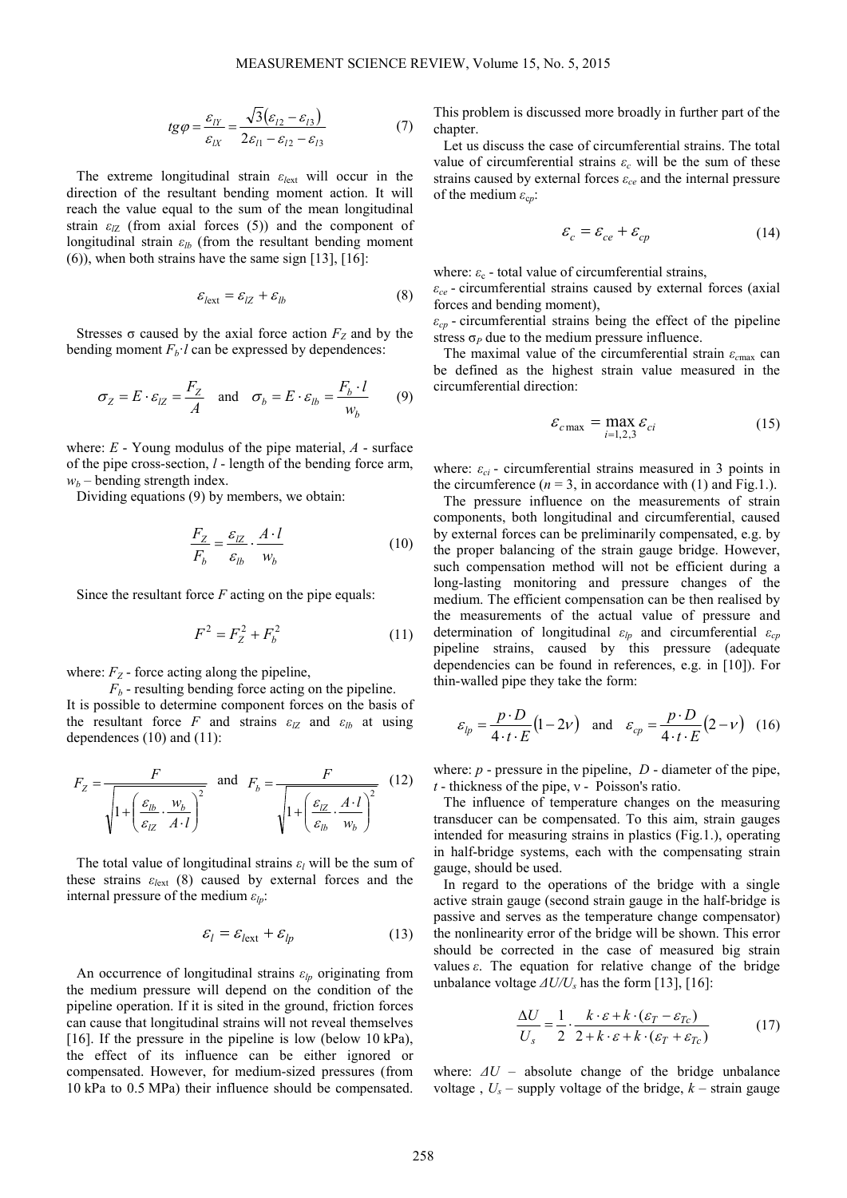$$tg\varphi = \frac{\varepsilon_{lY}}{\varepsilon_{lX}} = \frac{\sqrt{3}(\varepsilon_{l2} - \varepsilon_{l3})}{2\varepsilon_{l1} - \varepsilon_{l2} - \varepsilon_{l3}} \tag{7}$$

The extreme longitudinal strain $\varepsilon_{l\text{ext}}$ will occur in the direction of the resultant bending moment action. It will reach the value equal to the sum of the mean longitudinal strain $\varepsilon_{lZ}$ (from axial forces (5)) and the component of longitudinal strain $\varepsilon_{lb}$ (from the resultant bending moment (6)), when both strains have the same sign [13], [16]:

$$\varepsilon_{l\text{ext}} = \varepsilon_{lZ} + \varepsilon_{lb} \tag{8}$$

Stresses σ caused by the axial force action $F_Z$ and by the bending moment $F_b \cdot l$ can be expressed by dependences:

$$\sigma_Z = E \cdot \varepsilon_{lZ} = \frac{F_Z}{A} \quad \text{and} \quad \sigma_b = E \cdot \varepsilon_{lb} = \frac{F_b \cdot l}{w_b} \tag{9}$$

where: $E$ - Young modulus of the pipe material, $A$ - surface of the pipe cross-section, $l$ - length of the bending force arm, $w_b$ – bending strength index.

Dividing equations (9) by members, we obtain:

$$\frac{F_Z}{F_b} = \frac{\varepsilon_{lZ}}{\varepsilon_{lb}} \cdot \frac{A \cdot l}{w_b} \tag{10}$$

Since the resultant force $F$ acting on the pipe equals:

$$F^2 = F_Z^2 + F_b^2 \tag{11}$$

where: $F_Z$ - force acting along the pipeline,

$F_b$ - resulting bending force acting on the pipeline.

It is possible to determine component forces on the basis of the resultant force $F$ and strains $\varepsilon_{lZ}$ and $\varepsilon_{lb}$ at using dependences (10) and (11):

$$F_Z = \frac{F}{\sqrt{1 + \left(\frac{\varepsilon_{lb}}{\varepsilon_{lZ}} \cdot \frac{w_b}{A \cdot l}\right)^2}} \quad \text{and} \quad F_b = \frac{F}{\sqrt{1 + \left(\frac{\varepsilon_{lZ}}{\varepsilon_{lb}} \cdot \frac{A \cdot l}{w_b}\right)^2}} \tag{12}$$

The total value of longitudinal strains $\varepsilon_l$ will be the sum of these strains $\varepsilon_{l\text{ext}}$ (8) caused by external forces and the internal pressure of the medium $\varepsilon_{lp}$:

$$\varepsilon_l = \varepsilon_{l\text{ext}} + \varepsilon_{lp} \tag{13}$$

An occurrence of longitudinal strains $\varepsilon_{lp}$ originating from the medium pressure will depend on the condition of the pipeline operation. If it is sited in the ground, friction forces can cause that longitudinal strains will not reveal themselves [16]. If the pressure in the pipeline is low (below 10 kPa), the effect of its influence can be either ignored or compensated. However, for medium-sized pressures (from 10 kPa to 0.5 MPa) their influence should be compensated. This problem is discussed more broadly in further part of the chapter.

Let us discuss the case of circumferential strains. The total value of circumferential strains $\varepsilon_c$ will be the sum of these strains caused by external forces $\varepsilon_{ce}$ and the internal pressure of the medium $\varepsilon_{cp}$:

$$\varepsilon_c = \varepsilon_{ce} + \varepsilon_{cp} \tag{14}$$

where: $\varepsilon_c$ - total value of circumferential strains,

$\varepsilon_{ce}$ - circumferential strains caused by external forces (axial forces and bending moment),

$\varepsilon_{cp}$ - circumferential strains being the effect of the pipeline stress $\sigma_P$ due to the medium pressure influence.

The maximal value of the circumferential strain $\varepsilon_{c\max}$ can be defined as the highest strain value measured in the circumferential direction:

$$\varepsilon_{c\max} = \max_{i=1,2,3} \varepsilon_{ci} \tag{15}$$

where: $\varepsilon_{ci}$ - circumferential strains measured in 3 points in the circumference ($n = 3$, in accordance with (1) and Fig.1.).

The pressure influence on the measurements of strain components, both longitudinal and circumferential, caused by external forces can be preliminarily compensated, e.g. by the proper balancing of the strain gauge bridge. However, such compensation method will not be efficient during a long-lasting monitoring and pressure changes of the medium. The efficient compensation can be then realised by the measurements of the actual value of pressure and determination of longitudinal $\varepsilon_{lp}$ and circumferential $\varepsilon_{cp}$ pipeline strains, caused by this pressure (adequate dependencies can be found in references, e.g. in [10]). For thin-walled pipe they take the form:

$$\varepsilon_{lp} = \frac{p \cdot D}{4 \cdot t \cdot E}(1 - 2\nu) \quad \text{and} \quad \varepsilon_{cp} = \frac{p \cdot D}{4 \cdot t \cdot E}(2 - \nu) \tag{16}$$

where: $p$ - pressure in the pipeline, $D$ - diameter of the pipe, $t$ - thickness of the pipe, ν - Poisson's ratio.

The influence of temperature changes on the measuring transducer can be compensated. To this aim, strain gauges intended for measuring strains in plastics (Fig.1.), operating in half-bridge systems, each with the compensating strain gauge, should be used.

In regard to the operations of the bridge with a single active strain gauge (second strain gauge in the half-bridge is passive and serves as the temperature change compensator) the nonlinearity error of the bridge will be shown. This error should be corrected in the case of measured big strain values $\varepsilon$. The equation for relative change of the bridge unbalance voltage $\Delta U/U_s$ has the form [13], [16]:

$$\frac{\Delta U}{U_s} = \frac{1}{2} \cdot \frac{k \cdot \varepsilon + k \cdot (\varepsilon_T - \varepsilon_{Tc})}{2 + k \cdot \varepsilon + k \cdot (\varepsilon_T + \varepsilon_{Tc})} \tag{17}$$

where: $\Delta U$ – absolute change of the bridge unbalance voltage , $U_s$ – supply voltage of the bridge, $k$ – strain gauge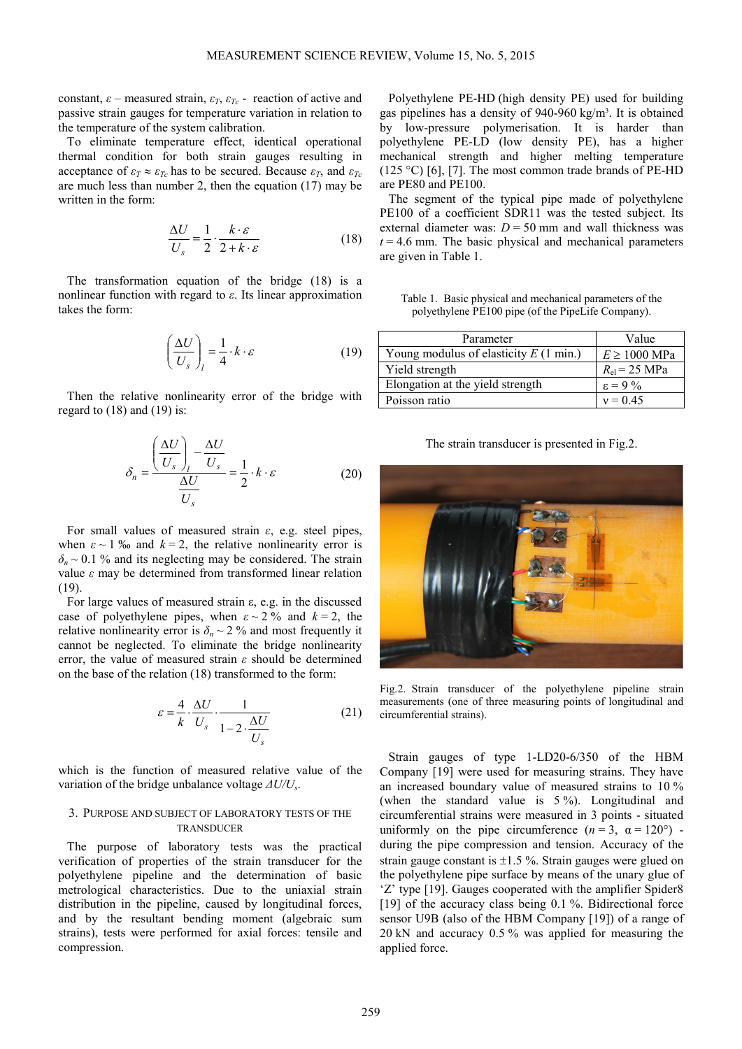constant, $\varepsilon$ – measured strain, $\varepsilon_T$, $\varepsilon_{Tc}$ - reaction of active and passive strain gauges for temperature variation in relation to the temperature of the system calibration.

To eliminate temperature effect, identical operational thermal condition for both strain gauges resulting in acceptance of $\varepsilon_T \approx \varepsilon_{Tc}$ has to be secured. Because $\varepsilon_T$, and $\varepsilon_{Tc}$ are much less than number 2, then the equation (17) may be written in the form:

$$\frac{\Delta U}{U_s} = \frac{1}{2} \cdot \frac{k \cdot \varepsilon}{2 + k \cdot \varepsilon} \tag{18}$$

The transformation equation of the bridge (18) is a nonlinear function with regard to $\varepsilon$. Its linear approximation takes the form:

$$\left(\frac{\Delta U}{U_s}\right)_l = \frac{1}{4} \cdot k \cdot \varepsilon \tag{19}$$

Then the relative nonlinearity error of the bridge with regard to (18) and (19) is:

$$\delta_n = \frac{\left(\frac{\Delta U}{U_s}\right)_l - \frac{\Delta U}{U_s}}{\frac{\Delta U}{U_s}} = \frac{1}{2} \cdot k \cdot \varepsilon \tag{20}$$

For small values of measured strain $\varepsilon$, e.g. steel pipes, when $\varepsilon \sim 1$ ‰ and $k = 2$, the relative nonlinearity error is $\delta_n \sim 0.1$ % and its neglecting may be considered. The strain value $\varepsilon$ may be determined from transformed linear relation (19).

For large values of measured strain ε, e.g. in the discussed case of polyethylene pipes, when $\varepsilon \sim 2$ % and $k = 2$, the relative nonlinearity error is $\delta_n \sim 2$ % and most frequently it cannot be neglected. To eliminate the bridge nonlinearity error, the value of measured strain $\varepsilon$ should be determined on the base of the relation (18) transformed to the form:

$$\varepsilon = \frac{4}{k} \cdot \frac{\Delta U}{U_s} \cdot \frac{1}{1 - 2 \cdot \frac{\Delta U}{U_s}} \tag{21}$$

which is the function of measured relative value of the variation of the bridge unbalance voltage $\Delta U/U_s$.

## 3. Purpose and subject of laboratory tests of the transducer

The purpose of laboratory tests was the practical verification of properties of the strain transducer for the polyethylene pipeline and the determination of basic metrological characteristics. Due to the uniaxial strain distribution in the pipeline, caused by longitudinal forces, and by the resultant bending moment (algebraic sum strains), tests were performed for axial forces: tensile and compression.

Polyethylene PE-HD (high density PE) used for building gas pipelines has a density of 940-960 kg/m³. It is obtained by low-pressure polymerisation. It is harder than polyethylene PE-LD (low density PE), has a higher mechanical strength and higher melting temperature (125 °C) [6], [7]. The most common trade brands of PE-HD are PE80 and PE100.

The segment of the typical pipe made of polyethylene PE100 of a coefficient SDR11 was the tested subject. Its external diameter was: $D = 50$ mm and wall thickness was $t = 4.6$ mm. The basic physical and mechanical parameters are given in Table 1.

Table 1. Basic physical and mechanical parameters of the polyethylene PE100 pipe (of the PipeLife Company).

| Parameter | Value |
|---|---|
| Young modulus of elasticity $E$ (1 min.) | $E \geq 1000$ MPa |
| Yield strength | $R_{el} = 25$ MPa |
| Elongation at the yield strength | $\varepsilon = 9$ % |
| Poisson ratio | $\nu = 0.45$ |

The strain transducer is presented in Fig.2.

Fig.2. Strain transducer of the polyethylene pipeline strain measurements (one of three measuring points of longitudinal and circumferential strains).

Strain gauges of type 1-LD20-6/350 of the HBM Company [19] were used for measuring strains. They have an increased boundary value of measured strains to 10 % (when the standard value is 5 %). Longitudinal and circumferential strains were measured in 3 points - situated uniformly on the pipe circumference ($n = 3$, $\alpha = 120°$) - during the pipe compression and tension. Accuracy of the strain gauge constant is ±1.5 %. Strain gauges were glued on the polyethylene pipe surface by means of the unary glue of 'Z' type [19]. Gauges cooperated with the amplifier Spider8 [19] of the accuracy class being 0.1 %. Bidirectional force sensor U9B (also of the HBM Company [19]) of a range of 20 kN and accuracy 0.5 % was applied for measuring the applied force.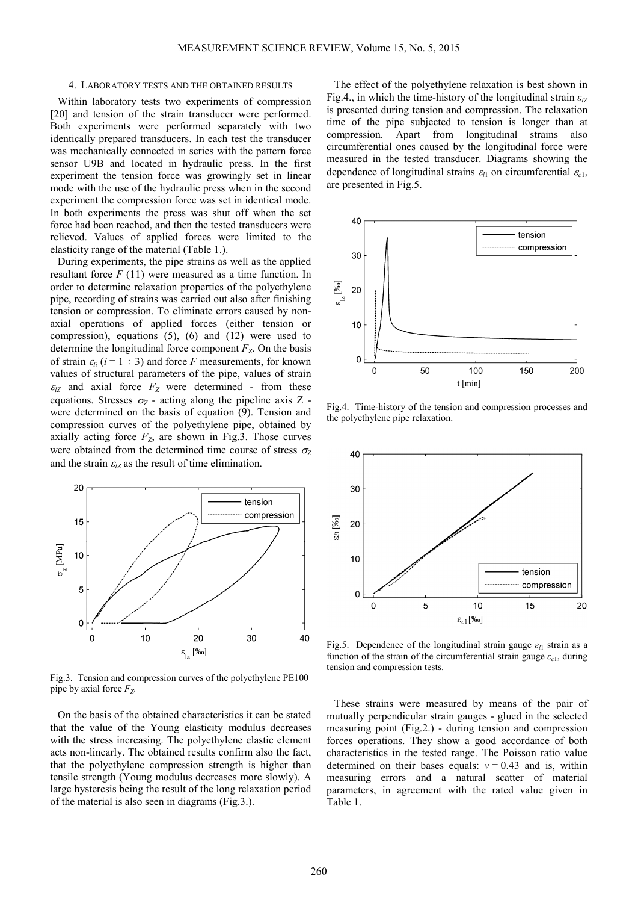## 4. LABORATORY TESTS AND THE OBTAINED RESULTS

Within laboratory tests two experiments of compression [20] and tension of the strain transducer were performed. Both experiments were performed separately with two identically prepared transducers. In each test the transducer was mechanically connected in series with the pattern force sensor U9B and located in hydraulic press. In the first experiment the tension force was growingly set in linear mode with the use of the hydraulic press when in the second experiment the compression force was set in identical mode. In both experiments the press was shut off when the set force had been reached, and then the tested transducers were relieved. Values of applied forces were limited to the elasticity range of the material (Table 1.).

During experiments, the pipe strains as well as the applied resultant force $F$ (11) were measured as a time function. In order to determine relaxation properties of the polyethylene pipe, recording of strains was carried out also after finishing tension or compression. To eliminate errors caused by non-axial operations of applied forces (either tension or compression), equations (5), (6) and (12) were used to determine the longitudinal force component $F_Z$. On the basis of strain $\varepsilon_{li}$ ($i = 1 \div 3$) and force $F$ measurements, for known values of structural parameters of the pipe, values of strain $\varepsilon_{lZ}$ and axial force $F_Z$ were determined - from these equations. Stresses $\sigma_Z$ - acting along the pipeline axis Z - were determined on the basis of equation (9). Tension and compression curves of the polyethylene pipe, obtained by axially acting force $F_Z$, are shown in Fig.3. Those curves were obtained from the determined time course of stress $\sigma_Z$ and the strain $\varepsilon_{lZ}$ as the result of time elimination.

Fig.3. Tension and compression curves of the polyethylene PE100 pipe by axial force $F_Z$.

On the basis of the obtained characteristics it can be stated that the value of the Young elasticity modulus decreases with the stress increasing. The polyethylene elastic element acts non-linearly. The obtained results confirm also the fact, that the polyethylene compression strength is higher than tensile strength (Young modulus decreases more slowly). A large hysteresis being the result of the long relaxation period of the material is also seen in diagrams (Fig.3.).

The effect of the polyethylene relaxation is best shown in Fig.4., in which the time-history of the longitudinal strain $\varepsilon_{lZ}$ is presented during tension and compression. The relaxation time of the pipe subjected to tension is longer than at compression. Apart from longitudinal strains also circumferential ones caused by the longitudinal force were measured in the tested transducer. Diagrams showing the dependence of longitudinal strains $\varepsilon_{l1}$ on circumferential $\varepsilon_{c1}$, are presented in Fig.5.

Fig.4. Time-history of the tension and compression processes and the polyethylene pipe relaxation.

Fig.5. Dependence of the longitudinal strain gauge $\varepsilon_{l1}$ strain as a function of the strain of the circumferential strain gauge $\varepsilon_{c1}$, during tension and compression tests.

These strains were measured by means of the pair of mutually perpendicular strain gauges - glued in the selected measuring point (Fig.2.) - during tension and compression forces operations. They show a good accordance of both characteristics in the tested range. The Poisson ratio value determined on their bases equals: $\nu = 0.43$ and is, within measuring errors and a natural scatter of material parameters, in agreement with the rated value given in Table 1.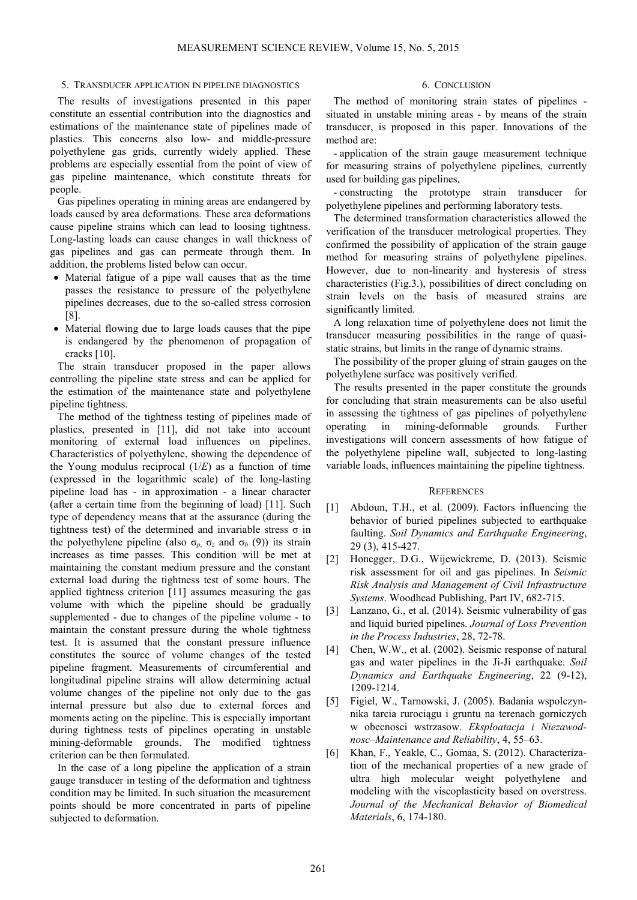## 5. TRANSDUCER APPLICATION IN PIPELINE DIAGNOSTICS

The results of investigations presented in this paper constitute an essential contribution into the diagnostics and estimations of the maintenance state of pipelines made of plastics. This concerns also low- and middle-pressure polyethylene gas grids, currently widely applied. These problems are especially essential from the point of view of gas pipeline maintenance, which constitute threats for people.

Gas pipelines operating in mining areas are endangered by loads caused by area deformations. These area deformations cause pipeline strains which can lead to loosing tightness. Long-lasting loads can cause changes in wall thickness of gas pipelines and gas can permeate through them. In addition, the problems listed below can occur.

- Material fatigue of a pipe wall causes that as the time passes the resistance to pressure of the polyethylene pipelines decreases, due to the so-called stress corrosion [8].
- Material flowing due to large loads causes that the pipe is endangered by the phenomenon of propagation of cracks [10].

The strain transducer proposed in the paper allows controlling the pipeline state stress and can be applied for the estimation of the maintenance state and polyethylene pipeline tightness.

The method of the tightness testing of pipelines made of plastics, presented in [11], did not take into account monitoring of external load influences on pipelines. Characteristics of polyethylene, showing the dependence of the Young modulus reciprocal ($1/E$) as a function of time (expressed in the logarithmic scale) of the long-lasting pipeline load has - in approximation - a linear character (after a certain time from the beginning of load) [11]. Such type of dependency means that at the assurance (during the tightness test) of the determined and invariable stress $\sigma$ in the polyethylene pipeline (also $\sigma_p$, $\sigma_z$ and $\sigma_b$ (9)) its strain increases as time passes. This condition will be met at maintaining the constant medium pressure and the constant external load during the tightness test of some hours. The applied tightness criterion [11] assumes measuring the gas volume with which the pipeline should be gradually supplemented - due to changes of the pipeline volume - to maintain the constant pressure during the whole tightness test. It is assumed that the constant pressure influence constitutes the source of volume changes of the tested pipeline fragment. Measurements of circumferential and longitudinal pipeline strains will allow determining actual volume changes of the pipeline not only due to the gas internal pressure but also due to external forces and moments acting on the pipeline. This is especially important during tightness tests of pipelines operating in unstable mining-deformable grounds. The modified tightness criterion can be then formulated.

In the case of a long pipeline the application of a strain gauge transducer in testing of the deformation and tightness condition may be limited. In such situation the measurement points should be more concentrated in parts of pipeline subjected to deformation.

## 6. CONCLUSION

The method of monitoring strain states of pipelines - situated in unstable mining areas - by means of the strain transducer, is proposed in this paper. Innovations of the method are:

- application of the strain gauge measurement technique for measuring strains of polyethylene pipelines, currently used for building gas pipelines,
- constructing the prototype strain transducer for polyethylene pipelines and performing laboratory tests.

The determined transformation characteristics allowed the verification of the transducer metrological properties. They confirmed the possibility of application of the strain gauge method for measuring strains of polyethylene pipelines. However, due to non-linearity and hysteresis of stress characteristics (Fig.3.), possibilities of direct concluding on strain levels on the basis of measured strains are significantly limited.

A long relaxation time of polyethylene does not limit the transducer measuring possibilities in the range of quasi-static strains, but limits in the range of dynamic strains.

The possibility of the proper gluing of strain gauges on the polyethylene surface was positively verified.

The results presented in the paper constitute the grounds for concluding that strain measurements can be also useful in assessing the tightness of gas pipelines of polyethylene operating in mining-deformable grounds. Further investigations will concern assessments of how fatigue of the polyethylene pipeline wall, subjected to long-lasting variable loads, influences maintaining the pipeline tightness.

## REFERENCES

[1] Abdoun, T.H., et al. (2009). Factors influencing the behavior of buried pipelines subjected to earthquake faulting. *Soil Dynamics and Earthquake Engineering*, 29 (3), 415-427.

[2] Honegger, D.G., Wijewickreme, D. (2013). Seismic risk assessment for oil and gas pipelines. In *Seismic Risk Analysis and Management of Civil Infrastructure Systems*. Woodhead Publishing, Part IV, 682-715.

[3] Lanzano, G., et al. (2014). Seismic vulnerability of gas and liquid buried pipelines. *Journal of Loss Prevention in the Process Industries*, 28, 72-78.

[4] Chen, W.W., et al. (2002). Seismic response of natural gas and water pipelines in the Ji-Ji earthquake. *Soil Dynamics and Earthquake Engineering*, 22 (9-12), 1209-1214.

[5] Figiel, W., Tarnowski, J. (2005). Badania wspolczynnika tarcia rurociągu i gruntu na terenach gorniczych w obecnosci wstrzasow. *Eksploatacja i Niezawodnosc–Maintenance and Reliability*, 4, 55–63.

[6] Khan, F., Yeakle, C., Gomaa, S. (2012). Characterization of the mechanical properties of a new grade of ultra high molecular weight polyethylene and modeling with the viscoplasticity based on overstress. *Journal of the Mechanical Behavior of Biomedical Materials*, 6, 174-180.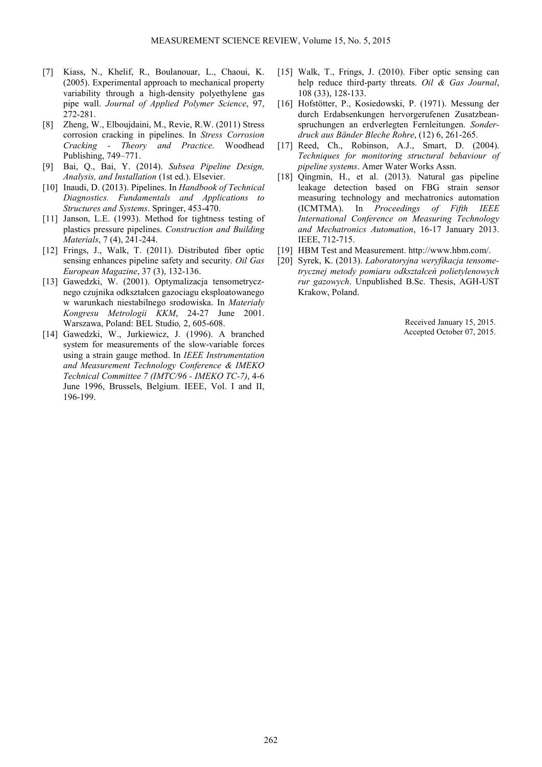[7] Kiass, N., Khelif, R., Boulanouar, L., Chaoui, K. (2005). Experimental approach to mechanical property variability through a high-density polyethylene gas pipe wall. *Journal of Applied Polymer Science*, 97, 272-281.

[8] Zheng, W., Elboujdaini, M., Revie, R.W. (2011) Stress corrosion cracking in pipelines. In *Stress Corrosion Cracking - Theory and Practice*. Woodhead Publishing, 749–771.

[9] Bai, Q., Bai, Y. (2014). *Subsea Pipeline Design, Analysis, and Installation* (1st ed.). Elsevier.

[10] Inaudi, D. (2013). Pipelines. In *Handbook of Technical Diagnostics. Fundamentals and Applications to Structures and Systems*. Springer, 453-470.

[11] Janson, L.E. (1993). Method for tightness testing of plastics pressure pipelines. *Construction and Building Materials*, 7 (4), 241-244.

[12] Frings, J., Walk, T. (2011). Distributed fiber optic sensing enhances pipeline safety and security. *Oil Gas European Magazine*, 37 (3), 132-136.

[13] Gawedzki, W. (2001). Optymalizacja tensometrycznego czujnika odkształcen gazociagu eksploatowanego w warunkach niestabilnego srodowiska. In *Materiały Kongresu Metrologii KKM*, 24-27 June 2001. Warszawa, Poland: BEL Studio, 2, 605-608.

[14] Gawedzki, W., Jurkiewicz, J. (1996). A branched system for measurements of the slow-variable forces using a strain gauge method. In *IEEE Instrumentation and Measurement Technology Conference & IMEKO Technical Committee 7 (IMTC/96 - IMEKO TC-7)*, 4-6 June 1996, Brussels, Belgium. IEEE, Vol. I and II, 196-199.

[15] Walk, T., Frings, J. (2010). Fiber optic sensing can help reduce third-party threats. *Oil & Gas Journal*, 108 (33), 128-133.

[16] Hofstötter, P., Kosiedowski, P. (1971). Messung der durch Erdabsenkungen hervorgerufenen Zusatzbeanspruchungen an erdverlegten Fernleitungen. *Sonderdruck aus Bänder Bleche Rohre*, (12) 6, 261-265.

[17] Reed, Ch., Robinson, A.J., Smart, D. (2004). *Techniques for monitoring structural behaviour of pipeline systems*. Amer Water Works Assn.

[18] Qingmin, H., et al. (2013). Natural gas pipeline leakage detection based on FBG strain sensor measuring technology and mechatronics automation (ICMTMA). In *Proceedings of Fifth IEEE International Conference on Measuring Technology and Mechatronics Automation*, 16-17 January 2013. IEEE, 712-715.

[19] HBM Test and Measurement. http://www.hbm.com/.

[20] Syrek, K. (2013). *Laboratoryjna weryfikacja tensometrycznej metody pomiaru odkształceń polietylenowych rur gazowych*. Unpublished B.Sc. Thesis, AGH-UST Krakow, Poland.

Received January 15, 2015.
Accepted October 07, 2015.